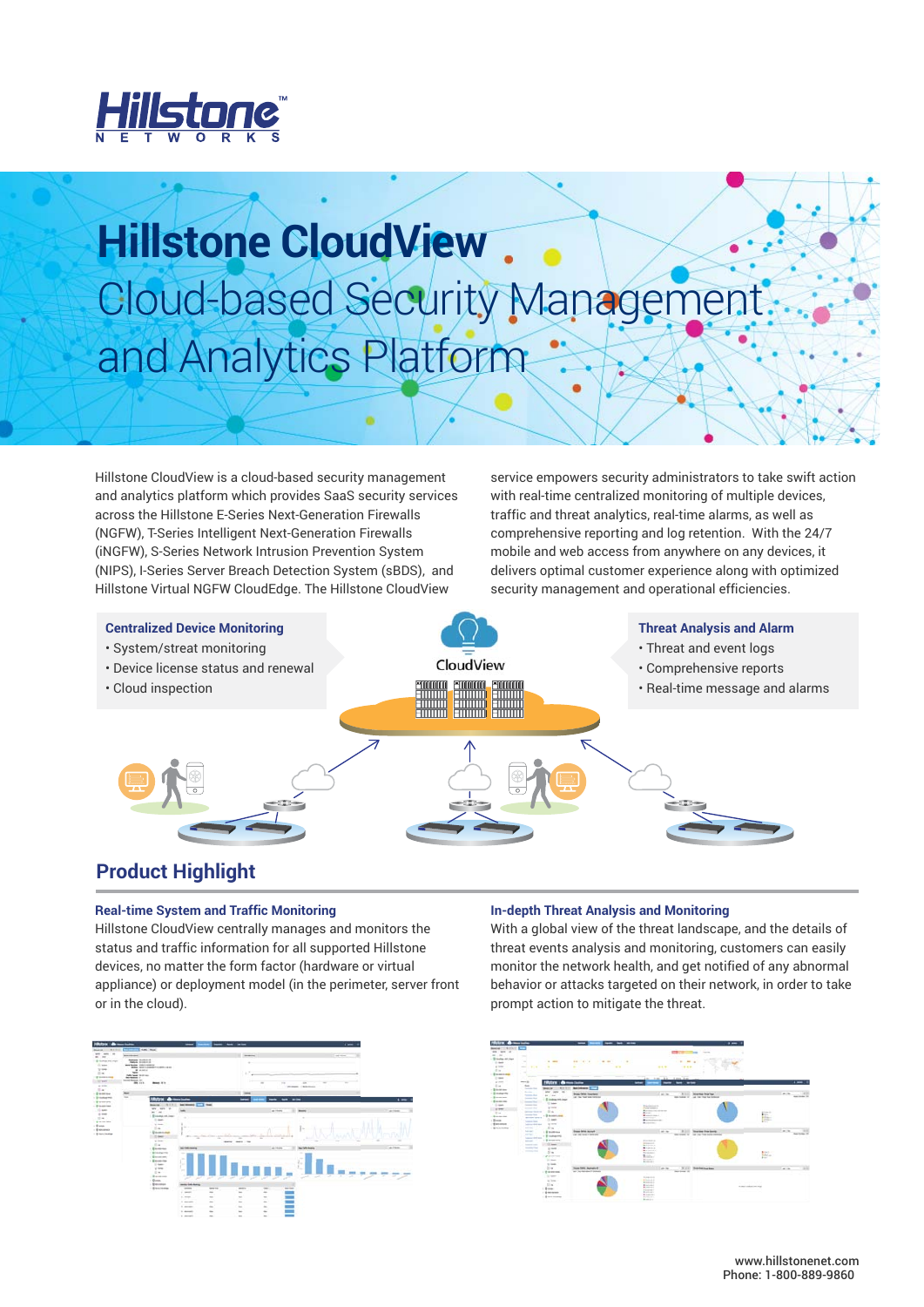# Hillstone CloudView

## Cloud-based Security Management and Analytics Platform

Hillstone CloudView is a cloud-based security management and analytics platform which provides SaaS security services across the Hillstone E-Series Next-Generation Firewalls (NGFW), T-Series Intelligent Next-Generation Firewalls (iNGFW), S-Series Network Intrusion Prevention System (NIPS), I-Series Server Breach Detection System (sBDS), and Hillstone Virtual NGFW CloudEdge. The Hillstone CloudView service empowers security administrators to take swift action with real-time centralized monitoring of multiple devices, traffic and threat analytics, real-time alarms, as well as comprehensive reporting and log retention. With the 24/7 mobile and web access from anywhere on any devices, it delivers optimal customer experience along with optimized security management and operational efficiencies.

**Centralized Device Monitoring**

- System/streat monitoring
- Device license status and renewal
- Cloud inspection

CloudView

**Threat Analysis and Alarm**

- Threat and event logs
- Comprehensive reports
- Real-time message and alarms

## Product Highlight

### Real-time System and Traffic Monitoring

Hillstone CloudView centrally manages and monitors the status and traffic information for all supported Hillstone devices, no matter the form factor (hardware or virtual appliance) or deployment model (in the perimeter, server front or in the cloud).

### In-depth Threat Analysis and Monitoring

With a global view of the threat landscape, and the details of threat events analysis and monitoring, customers can easily monitor the network health, and get notified of any abnormal behavior or attacks targeted on their network, in order to take prompt action to mitigate the threat.

www.hillstonenet.com
Phone: 1-800-889-9860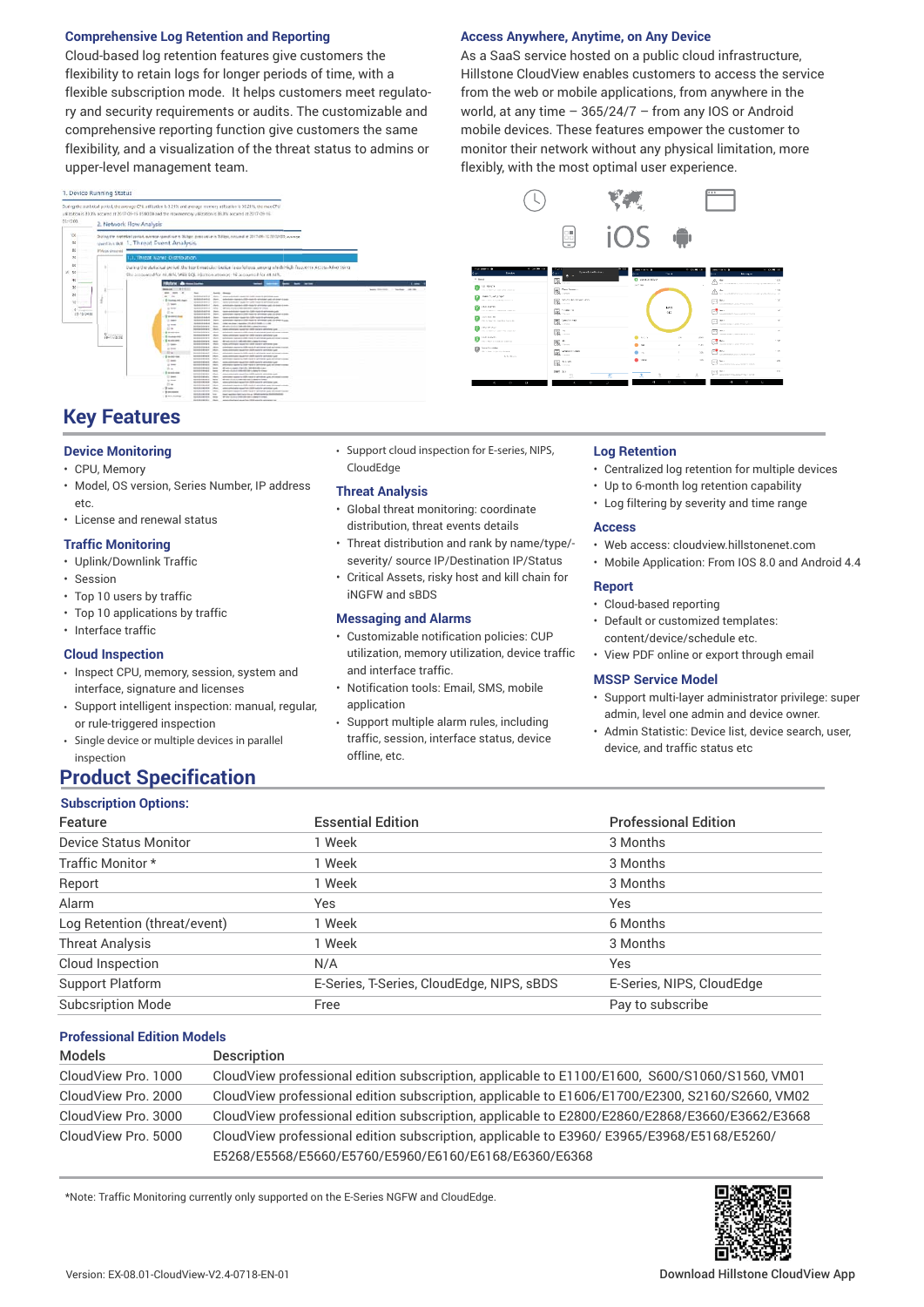### Comprehensive Log Retention and Reporting

Cloud-based log retention features give customers the flexibility to retain logs for longer periods of time, with a flexible subscription mode. It helps customers meet regulatory and security requirements or audits. The customizable and comprehensive reporting function give customers the same flexibility, and a visualization of the threat status to admins or upper-level management team.

### Access Anywhere, Anytime, on Any Device

As a SaaS service hosted on a public cloud infrastructure, Hillstone CloudView enables customers to access the service from the web or mobile applications, from anywhere in the world, at any time – 365/24/7 – from any IOS or Android mobile devices. These features empower the customer to monitor their network without any physical limitation, more flexibly, with the most optimal user experience.

## Key Features

### Device Monitoring

- CPU, Memory
- Model, OS version, Series Number, IP address etc.
- License and renewal status

### Traffic Monitoring

- Uplink/Downlink Traffic
- Session
- Top 10 users by traffic
- Top 10 applications by traffic
- Interface traffic

### Cloud Inspection

- Inspect CPU, memory, session, system and interface, signature and licenses
- Support intelligent inspection: manual, regular, or rule-triggered inspection
- Single device or multiple devices in parallel inspection
- Support cloud inspection for E-series, NIPS, CloudEdge

### Threat Analysis

- Global threat monitoring: coordinate distribution, threat events details
- Threat distribution and rank by name/type/-severity/ source IP/Destination IP/Status
- Critical Assets, risky host and kill chain for iNGFW and sBDS

### Messaging and Alarms

- Customizable notification policies: CUP utilization, memory utilization, device traffic and interface traffic.
- Notification tools: Email, SMS, mobile application
- Support multiple alarm rules, including traffic, session, interface status, device offline, etc.

### Log Retention

- Centralized log retention for multiple devices
- Up to 6-month log retention capability
- Log filtering by severity and time range

### Access

- Web access: cloudview.hillstonenet.com
- Mobile Application: From IOS 8.0 and Android 4.4

### Report

- Cloud-based reporting
- Default or customized templates: content/device/schedule etc.
- View PDF online or export through email

### MSSP Service Model

- Support multi-layer administrator privilege: super admin, level one admin and device owner.
- Admin Statistic: Device list, device search, user, device, and traffic status etc

## Product Specification

### Subscription Options:

| Feature | Essential Edition | Professional Edition |
|---|---|---|
| Device Status Monitor | 1 Week | 3 Months |
| Traffic Monitor * | 1 Week | 3 Months |
| Report | 1 Week | 3 Months |
| Alarm | Yes | Yes |
| Log Retention (threat/event) | 1 Week | 6 Months |
| Threat Analysis | 1 Week | 3 Months |
| Cloud Inspection | N/A | Yes |
| Support Platform | E-Series, T-Series, CloudEdge, NIPS, sBDS | E-Series, NIPS, CloudEdge |
| Subcsription Mode | Free | Pay to subscribe |

### Professional Edition Models

| Models | Description |
|---|---|
| CloudView Pro. 1000 | CloudView professional edition subscription, applicable to E1100/E1600, S600/S1060/S1560, VM01 |
| CloudView Pro. 2000 | CloudView professional edition subscription, applicable to E1606/E1700/E2300, S2160/S2660, VM02 |
| CloudView Pro. 3000 | CloudView professional edition subscription, applicable to E2800/E2860/E2868/E3660/E3662/E3668 |
| CloudView Pro. 5000 | CloudView professional edition subscription, applicable to E3960/ E3965/E3968/E5168/E5260/ E5268/E5568/E5660/E5760/E5960/E6160/E6168/E6360/E6368 |

*Note: Traffic Monitoring currently only supported on the E-Series NGFW and CloudEdge.

Download Hillstone CloudView App

Version: EX-08.01-CloudView-V2.4-0718-EN-01